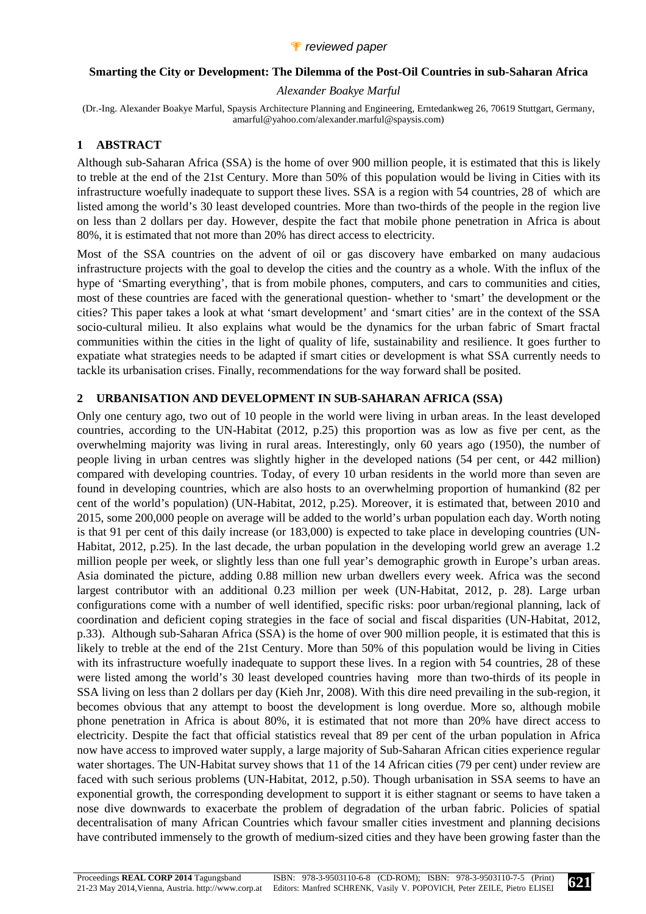*reviewed paper*

# Smarting the City or Development: The Dilemma of the Post-Oil Countries in sub-Saharan Africa

*Alexander Boakye Marful*

(Dr.-Ing. Alexander Boakye Marful, Spaysis Architecture Planning and Engineering, Erntedankweg 26, 70619 Stuttgart, Germany, amarful@yahoo.com/alexander.marful@spaysis.com)

## 1 ABSTRACT

Although sub-Saharan Africa (SSA) is the home of over 900 million people, it is estimated that this is likely to treble at the end of the 21st Century. More than 50% of this population would be living in Cities with its infrastructure woefully inadequate to support these lives. SSA is a region with 54 countries, 28 of which are listed among the world's 30 least developed countries. More than two-thirds of the people in the region live on less than 2 dollars per day. However, despite the fact that mobile phone penetration in Africa is about 80%, it is estimated that not more than 20% has direct access to electricity.

Most of the SSA countries on the advent of oil or gas discovery have embarked on many audacious infrastructure projects with the goal to develop the cities and the country as a whole. With the influx of the hype of 'Smarting everything', that is from mobile phones, computers, and cars to communities and cities, most of these countries are faced with the generational question- whether to 'smart' the development or the cities? This paper takes a look at what 'smart development' and 'smart cities' are in the context of the SSA socio-cultural milieu. It also explains what would be the dynamics for the urban fabric of Smart fractal communities within the cities in the light of quality of life, sustainability and resilience. It goes further to expatiate what strategies needs to be adapted if smart cities or development is what SSA currently needs to tackle its urbanisation crises. Finally, recommendations for the way forward shall be posited.

## 2 URBANISATION AND DEVELOPMENT IN SUB-SAHARAN AFRICA (SSA)

Only one century ago, two out of 10 people in the world were living in urban areas. In the least developed countries, according to the UN-Habitat (2012, p.25) this proportion was as low as five per cent, as the overwhelming majority was living in rural areas. Interestingly, only 60 years ago (1950), the number of people living in urban centres was slightly higher in the developed nations (54 per cent, or 442 million) compared with developing countries. Today, of every 10 urban residents in the world more than seven are found in developing countries, which are also hosts to an overwhelming proportion of humankind (82 per cent of the world's population) (UN-Habitat, 2012, p.25). Moreover, it is estimated that, between 2010 and 2015, some 200,000 people on average will be added to the world's urban population each day. Worth noting is that 91 per cent of this daily increase (or 183,000) is expected to take place in developing countries (UN-Habitat, 2012, p.25). In the last decade, the urban population in the developing world grew an average 1.2 million people per week, or slightly less than one full year's demographic growth in Europe's urban areas. Asia dominated the picture, adding 0.88 million new urban dwellers every week. Africa was the second largest contributor with an additional 0.23 million per week (UN-Habitat, 2012, p. 28). Large urban configurations come with a number of well identified, specific risks: poor urban/regional planning, lack of coordination and deficient coping strategies in the face of social and fiscal disparities (UN-Habitat, 2012, p.33). Although sub-Saharan Africa (SSA) is the home of over 900 million people, it is estimated that this is likely to treble at the end of the 21st Century. More than 50% of this population would be living in Cities with its infrastructure woefully inadequate to support these lives. In a region with 54 countries, 28 of these were listed among the world's 30 least developed countries having more than two-thirds of its people in SSA living on less than 2 dollars per day (Kieh Jnr, 2008). With this dire need prevailing in the sub-region, it becomes obvious that any attempt to boost the development is long overdue. More so, although mobile phone penetration in Africa is about 80%, it is estimated that not more than 20% have direct access to electricity. Despite the fact that official statistics reveal that 89 per cent of the urban population in Africa now have access to improved water supply, a large majority of Sub-Saharan African cities experience regular water shortages. The UN-Habitat survey shows that 11 of the 14 African cities (79 per cent) under review are faced with such serious problems (UN-Habitat, 2012, p.50). Though urbanisation in SSA seems to have an exponential growth, the corresponding development to support it is either stagnant or seems to have taken a nose dive downwards to exacerbate the problem of degradation of the urban fabric. Policies of spatial decentralisation of many African Countries which favour smaller cities investment and planning decisions have contributed immensely to the growth of medium-sized cities and they have been growing faster than the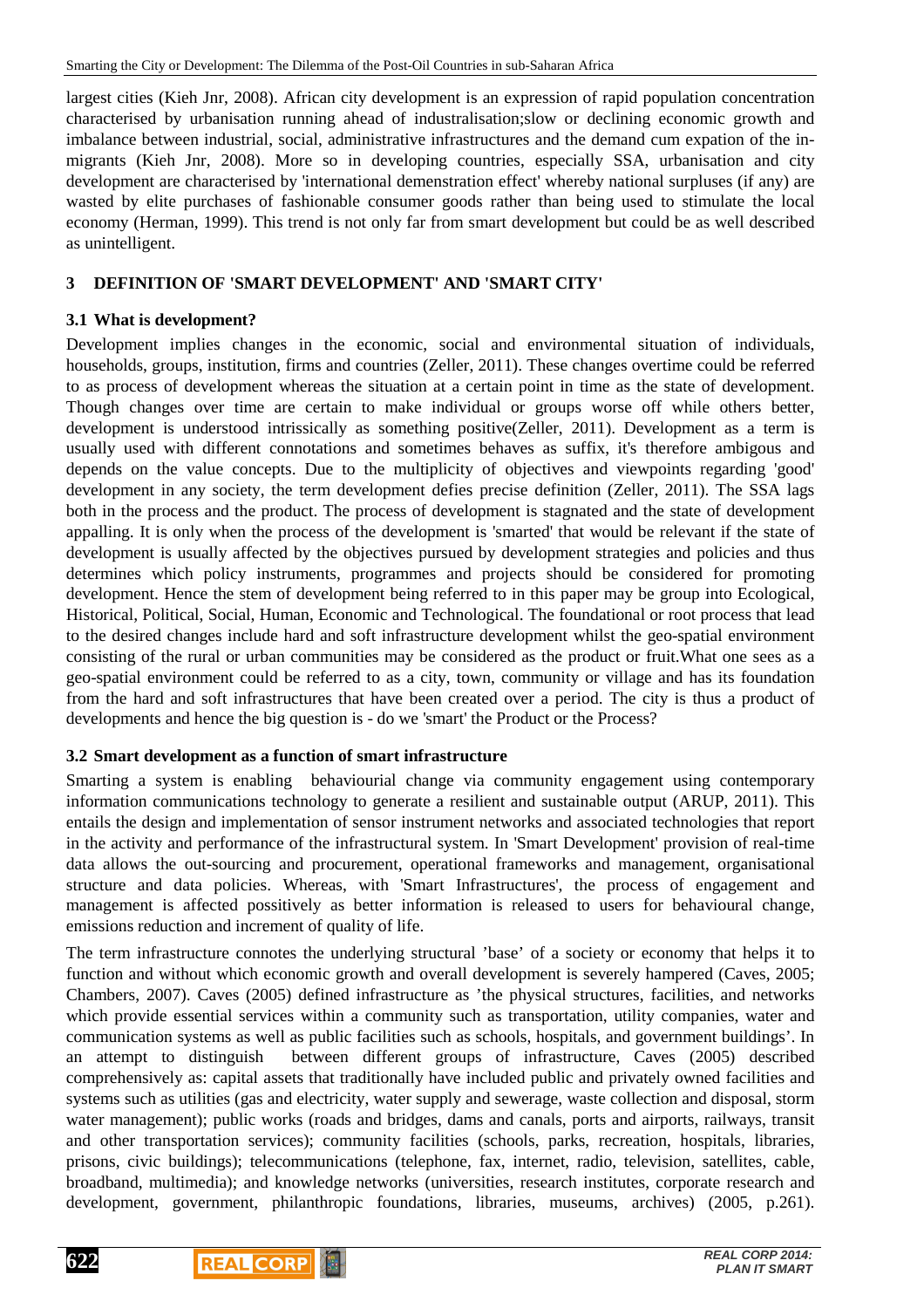largest cities (Kieh Jnr, 2008). African city development is an expression of rapid population concentration characterised by urbanisation running ahead of industralisation;slow or declining economic growth and imbalance between industrial, social, administrative infrastructures and the demand cum expation of the in-migrants (Kieh Jnr, 2008). More so in developing countries, especially SSA, urbanisation and city development are characterised by 'international demenstration effect' whereby national surpluses (if any) are wasted by elite purchases of fashionable consumer goods rather than being used to stimulate the local economy (Herman, 1999). This trend is not only far from smart development but could be as well described as unintelligent.

## 3 DEFINITION OF 'SMART DEVELOPMENT' AND 'SMART CITY'

### 3.1 What is development?

Development implies changes in the economic, social and environmental situation of individuals, households, groups, institution, firms and countries (Zeller, 2011). These changes overtime could be referred to as process of development whereas the situation at a certain point in time as the state of development. Though changes over time are certain to make individual or groups worse off while others better, development is understood intrissically as something positive(Zeller, 2011). Development as a term is usually used with different connotations and sometimes behaves as suffix, it's therefore ambigous and depends on the value concepts. Due to the multiplicity of objectives and viewpoints regarding 'good' development in any society, the term development defies precise definition (Zeller, 2011). The SSA lags both in the process and the product. The process of development is stagnated and the state of development appalling. It is only when the process of the development is 'smarted' that would be relevant if the state of development is usually affected by the objectives pursued by development strategies and policies and thus determines which policy instruments, programmes and projects should be considered for promoting development. Hence the stem of development being referred to in this paper may be group into Ecological, Historical, Political, Social, Human, Economic and Technological. The foundational or root process that lead to the desired changes include hard and soft infrastructure development whilst the geo-spatial environment consisting of the rural or urban communities may be considered as the product or fruit.What one sees as a geo-spatial environment could be referred to as a city, town, community or village and has its foundation from the hard and soft infrastructures that have been created over a period. The city is thus a product of developments and hence the big question is - do we 'smart' the Product or the Process?

### 3.2 Smart development as a function of smart infrastructure

Smarting a system is enabling behaviourial change via community engagement using contemporary information communications technology to generate a resilient and sustainable output (ARUP, 2011). This entails the design and implementation of sensor instrument networks and associated technologies that report in the activity and performance of the infrastructural system. In 'Smart Development' provision of real-time data allows the out-sourcing and procurement, operational frameworks and management, organisational structure and data policies. Whereas, with 'Smart Infrastructures', the process of engagement and management is affected possitively as better information is released to users for behavioural change, emissions reduction and increment of quality of life.

The term infrastructure connotes the underlying structural 'base' of a society or economy that helps it to function and without which economic growth and overall development is severely hampered (Caves, 2005; Chambers, 2007). Caves (2005) defined infrastructure as 'the physical structures, facilities, and networks which provide essential services within a community such as transportation, utility companies, water and communication systems as well as public facilities such as schools, hospitals, and government buildings'. In an attempt to distinguish between different groups of infrastructure, Caves (2005) described comprehensively as: capital assets that traditionally have included public and privately owned facilities and systems such as utilities (gas and electricity, water supply and sewerage, waste collection and disposal, storm water management); public works (roads and bridges, dams and canals, ports and airports, railways, transit and other transportation services); community facilities (schools, parks, recreation, hospitals, libraries, prisons, civic buildings); telecommunications (telephone, fax, internet, radio, television, satellites, cable, broadband, multimedia); and knowledge networks (universities, research institutes, corporate research and development, government, philanthropic foundations, libraries, museums, archives) (2005, p.261).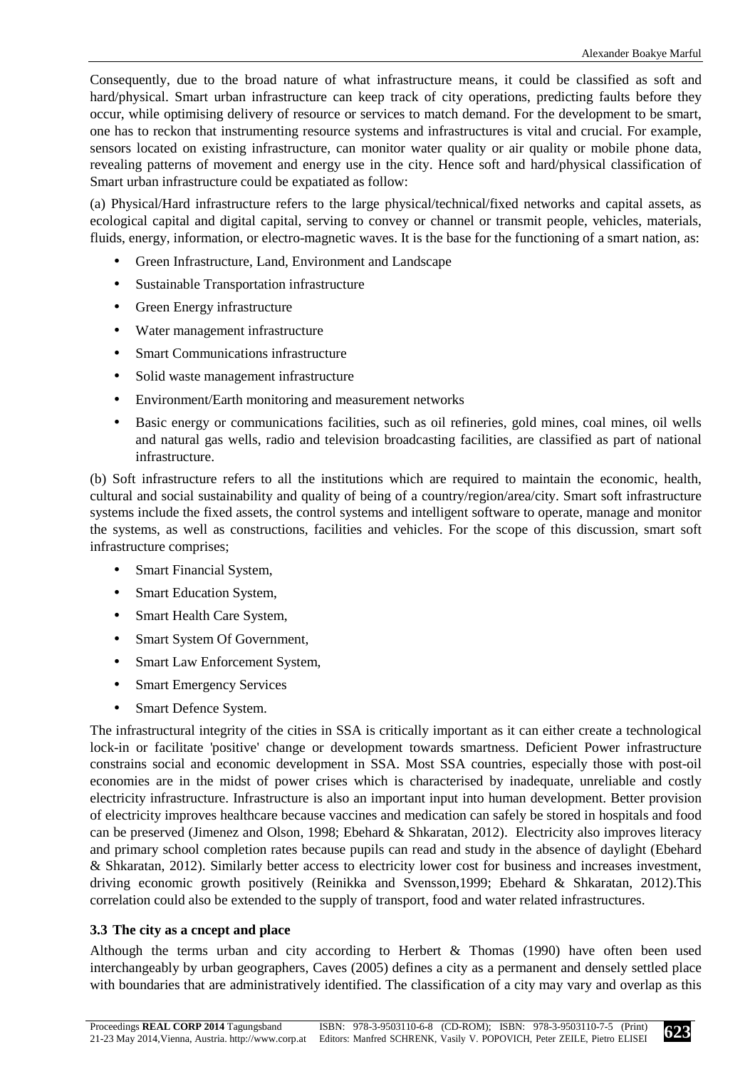Consequently, due to the broad nature of what infrastructure means, it could be classified as soft and hard/physical. Smart urban infrastructure can keep track of city operations, predicting faults before they occur, while optimising delivery of resource or services to match demand. For the development to be smart, one has to reckon that instrumenting resource systems and infrastructures is vital and crucial. For example, sensors located on existing infrastructure, can monitor water quality or air quality or mobile phone data, revealing patterns of movement and energy use in the city. Hence soft and hard/physical classification of Smart urban infrastructure could be expatiated as follow:

(a) Physical/Hard infrastructure refers to the large physical/technical/fixed networks and capital assets, as ecological capital and digital capital, serving to convey or channel or transmit people, vehicles, materials, fluids, energy, information, or electro-magnetic waves. It is the base for the functioning of a smart nation, as:

- Green Infrastructure, Land, Environment and Landscape
- Sustainable Transportation infrastructure
- Green Energy infrastructure
- Water management infrastructure
- Smart Communications infrastructure
- Solid waste management infrastructure
- Environment/Earth monitoring and measurement networks
- Basic energy or communications facilities, such as oil refineries, gold mines, coal mines, oil wells and natural gas wells, radio and television broadcasting facilities, are classified as part of national infrastructure.

(b) Soft infrastructure refers to all the institutions which are required to maintain the economic, health, cultural and social sustainability and quality of being of a country/region/area/city. Smart soft infrastructure systems include the fixed assets, the control systems and intelligent software to operate, manage and monitor the systems, as well as constructions, facilities and vehicles. For the scope of this discussion, smart soft infrastructure comprises;

- Smart Financial System,
- Smart Education System,
- Smart Health Care System,
- Smart System Of Government,
- Smart Law Enforcement System,
- Smart Emergency Services
- Smart Defence System.

The infrastructural integrity of the cities in SSA is critically important as it can either create a technological lock-in or facilitate 'positive' change or development towards smartness. Deficient Power infrastructure constrains social and economic development in SSA. Most SSA countries, especially those with post-oil economies are in the midst of power crises which is characterised by inadequate, unreliable and costly electricity infrastructure. Infrastructure is also an important input into human development. Better provision of electricity improves healthcare because vaccines and medication can safely be stored in hospitals and food can be preserved (Jimenez and Olson, 1998; Ebehard & Shkaratan, 2012). Electricity also improves literacy and primary school completion rates because pupils can read and study in the absence of daylight (Ebehard & Shkaratan, 2012). Similarly better access to electricity lower cost for business and increases investment, driving economic growth positively (Reinikka and Svensson,1999; Ebehard & Shkaratan, 2012).This correlation could also be extended to the supply of transport, food and water related infrastructures.

### 3.3 The city as a cncept and place

Although the terms urban and city according to Herbert & Thomas (1990) have often been used interchangeably by urban geographers, Caves (2005) defines a city as a permanent and densely settled place with boundaries that are administratively identified. The classification of a city may vary and overlap as this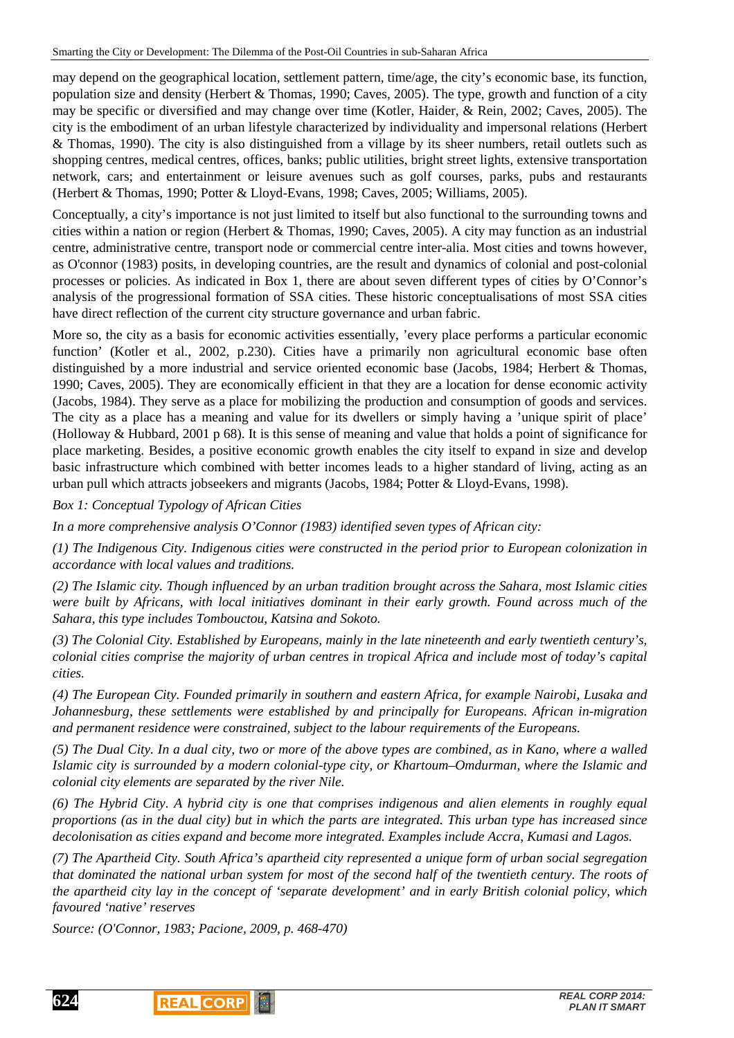may depend on the geographical location, settlement pattern, time/age, the city's economic base, its function, population size and density (Herbert & Thomas, 1990; Caves, 2005). The type, growth and function of a city may be specific or diversified and may change over time (Kotler, Haider, & Rein, 2002; Caves, 2005). The city is the embodiment of an urban lifestyle characterized by individuality and impersonal relations (Herbert & Thomas, 1990). The city is also distinguished from a village by its sheer numbers, retail outlets such as shopping centres, medical centres, offices, banks; public utilities, bright street lights, extensive transportation network, cars; and entertainment or leisure avenues such as golf courses, parks, pubs and restaurants (Herbert & Thomas, 1990; Potter & Lloyd-Evans, 1998; Caves, 2005; Williams, 2005).

Conceptually, a city's importance is not just limited to itself but also functional to the surrounding towns and cities within a nation or region (Herbert & Thomas, 1990; Caves, 2005). A city may function as an industrial centre, administrative centre, transport node or commercial centre inter-alia. Most cities and towns however, as O'connor (1983) posits, in developing countries, are the result and dynamics of colonial and post-colonial processes or policies. As indicated in Box 1, there are about seven different types of cities by O'Connor's analysis of the progressional formation of SSA cities. These historic conceptualisations of most SSA cities have direct reflection of the current city structure governance and urban fabric.

More so, the city as a basis for economic activities essentially, 'every place performs a particular economic function' (Kotler et al., 2002, p.230). Cities have a primarily non agricultural economic base often distinguished by a more industrial and service oriented economic base (Jacobs, 1984; Herbert & Thomas, 1990; Caves, 2005). They are economically efficient in that they are a location for dense economic activity (Jacobs, 1984). They serve as a place for mobilizing the production and consumption of goods and services. The city as a place has a meaning and value for its dwellers or simply having a 'unique spirit of place' (Holloway & Hubbard, 2001 p 68). It is this sense of meaning and value that holds a point of significance for place marketing. Besides, a positive economic growth enables the city itself to expand in size and develop basic infrastructure which combined with better incomes leads to a higher standard of living, acting as an urban pull which attracts jobseekers and migrants (Jacobs, 1984; Potter & Lloyd-Evans, 1998).

*Box 1: Conceptual Typology of African Cities*

*In a more comprehensive analysis O'Connor (1983) identified seven types of African city:*

*(1) The Indigenous City. Indigenous cities were constructed in the period prior to European colonization in accordance with local values and traditions.*

*(2) The Islamic city. Though influenced by an urban tradition brought across the Sahara, most Islamic cities were built by Africans, with local initiatives dominant in their early growth. Found across much of the Sahara, this type includes Tombouctou, Katsina and Sokoto.*

*(3) The Colonial City. Established by Europeans, mainly in the late nineteenth and early twentieth century's, colonial cities comprise the majority of urban centres in tropical Africa and include most of today's capital cities.*

*(4) The European City. Founded primarily in southern and eastern Africa, for example Nairobi, Lusaka and Johannesburg, these settlements were established by and principally for Europeans. African in-migration and permanent residence were constrained, subject to the labour requirements of the Europeans.*

*(5) The Dual City. In a dual city, two or more of the above types are combined, as in Kano, where a walled Islamic city is surrounded by a modern colonial-type city, or Khartoum–Omdurman, where the Islamic and colonial city elements are separated by the river Nile.*

*(6) The Hybrid City. A hybrid city is one that comprises indigenous and alien elements in roughly equal proportions (as in the dual city) but in which the parts are integrated. This urban type has increased since decolonisation as cities expand and become more integrated. Examples include Accra, Kumasi and Lagos.*

*(7) The Apartheid City. South Africa's apartheid city represented a unique form of urban social segregation that dominated the national urban system for most of the second half of the twentieth century. The roots of the apartheid city lay in the concept of 'separate development' and in early British colonial policy, which favoured 'native' reserves*

*Source: (O'Connor, 1983; Pacione, 2009, p. 468-470)*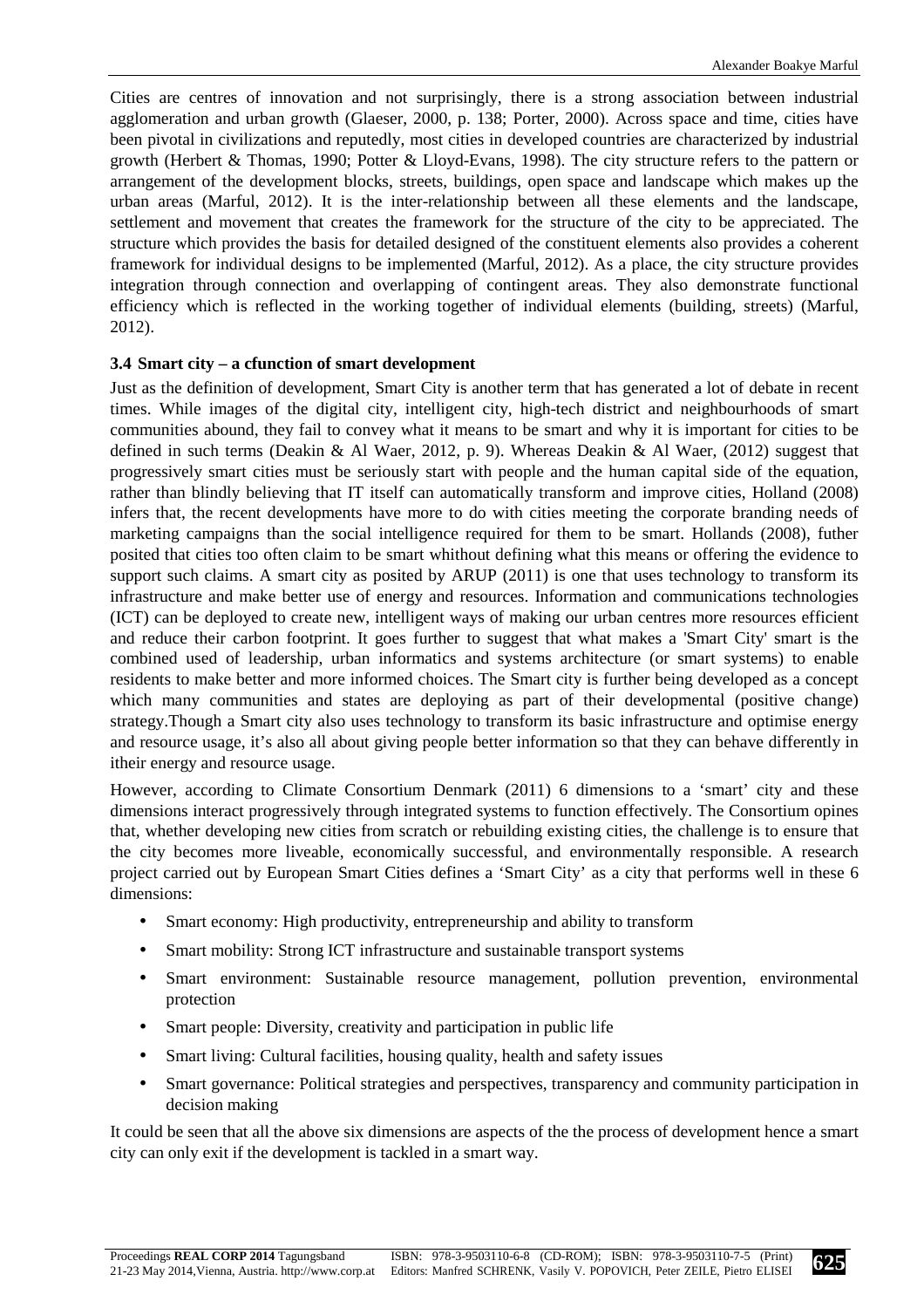Cities are centres of innovation and not surprisingly, there is a strong association between industrial agglomeration and urban growth (Glaeser, 2000, p. 138; Porter, 2000). Across space and time, cities have been pivotal in civilizations and reputedly, most cities in developed countries are characterized by industrial growth (Herbert & Thomas, 1990; Potter & Lloyd-Evans, 1998). The city structure refers to the pattern or arrangement of the development blocks, streets, buildings, open space and landscape which makes up the urban areas (Marful, 2012). It is the inter-relationship between all these elements and the landscape, settlement and movement that creates the framework for the structure of the city to be appreciated. The structure which provides the basis for detailed designed of the constituent elements also provides a coherent framework for individual designs to be implemented (Marful, 2012). As a place, the city structure provides integration through connection and overlapping of contingent areas. They also demonstrate functional efficiency which is reflected in the working together of individual elements (building, streets) (Marful, 2012).

### 3.4 Smart city – a cfunction of smart development

Just as the definition of development, Smart City is another term that has generated a lot of debate in recent times. While images of the digital city, intelligent city, high-tech district and neighbourhoods of smart communities abound, they fail to convey what it means to be smart and why it is important for cities to be defined in such terms (Deakin & Al Waer, 2012, p. 9). Whereas Deakin & Al Waer, (2012) suggest that progressively smart cities must be seriously start with people and the human capital side of the equation, rather than blindly believing that IT itself can automatically transform and improve cities, Holland (2008) infers that, the recent developments have more to do with cities meeting the corporate branding needs of marketing campaigns than the social intelligence required for them to be smart. Hollands (2008), futher posited that cities too often claim to be smart whithout defining what this means or offering the evidence to support such claims. A smart city as posited by ARUP (2011) is one that uses technology to transform its infrastructure and make better use of energy and resources. Information and communications technologies (ICT) can be deployed to create new, intelligent ways of making our urban centres more resources efficient and reduce their carbon footprint. It goes further to suggest that what makes a 'Smart City' smart is the combined used of leadership, urban informatics and systems architecture (or smart systems) to enable residents to make better and more informed choices. The Smart city is further being developed as a concept which many communities and states are deploying as part of their developmental (positive change) strategy.Though a Smart city also uses technology to transform its basic infrastructure and optimise energy and resource usage, it's also all about giving people better information so that they can behave differently in itheir energy and resource usage.

However, according to Climate Consortium Denmark (2011) 6 dimensions to a 'smart' city and these dimensions interact progressively through integrated systems to function effectively. The Consortium opines that, whether developing new cities from scratch or rebuilding existing cities, the challenge is to ensure that the city becomes more liveable, economically successful, and environmentally responsible. A research project carried out by European Smart Cities defines a 'Smart City' as a city that performs well in these 6 dimensions:

- Smart economy: High productivity, entrepreneurship and ability to transform
- Smart mobility: Strong ICT infrastructure and sustainable transport systems
- Smart environment: Sustainable resource management, pollution prevention, environmental protection
- Smart people: Diversity, creativity and participation in public life
- Smart living: Cultural facilities, housing quality, health and safety issues
- Smart governance: Political strategies and perspectives, transparency and community participation in decision making

It could be seen that all the above six dimensions are aspects of the the process of development hence a smart city can only exit if the development is tackled in a smart way.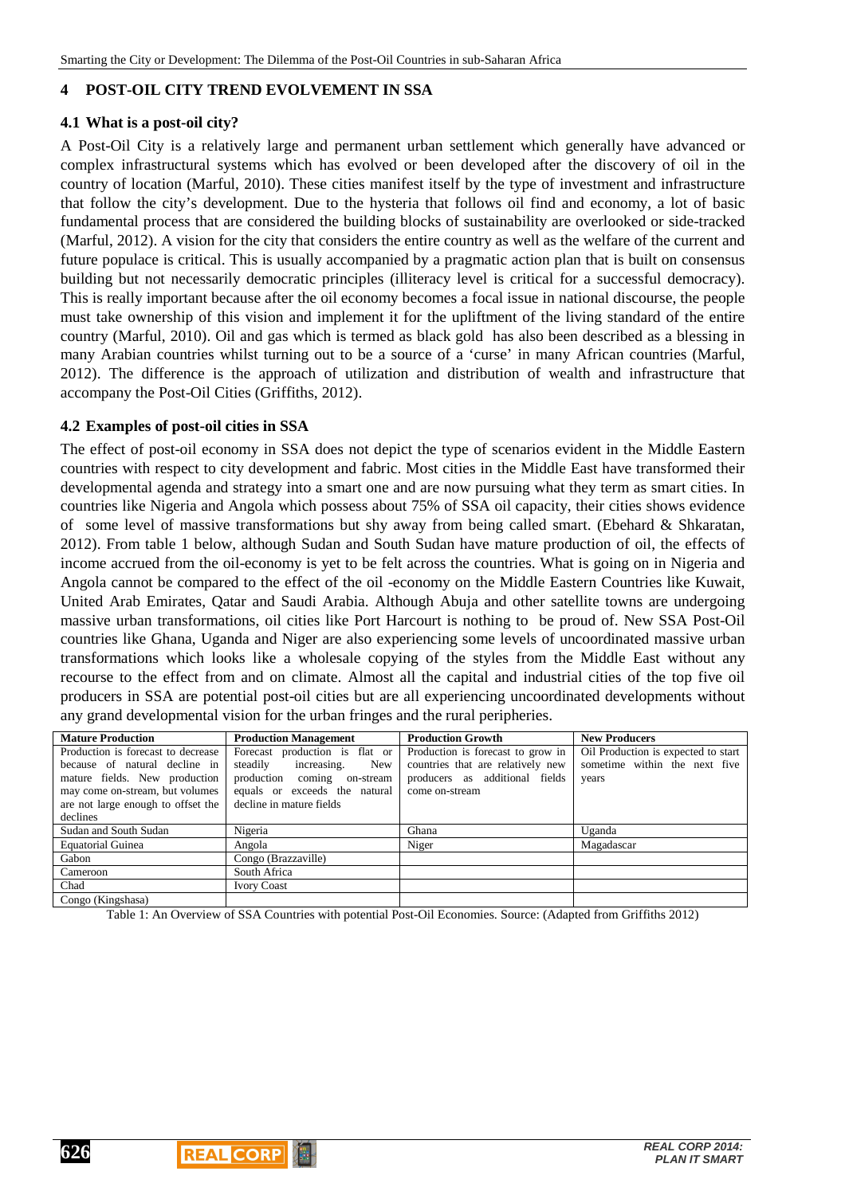## 4 POST-OIL CITY TREND EVOLVEMENT IN SSA

### 4.1 What is a post-oil city?

A Post-Oil City is a relatively large and permanent urban settlement which generally have advanced or complex infrastructural systems which has evolved or been developed after the discovery of oil in the country of location (Marful, 2010). These cities manifest itself by the type of investment and infrastructure that follow the city's development. Due to the hysteria that follows oil find and economy, a lot of basic fundamental process that are considered the building blocks of sustainability are overlooked or side-tracked (Marful, 2012). A vision for the city that considers the entire country as well as the welfare of the current and future populace is critical. This is usually accompanied by a pragmatic action plan that is built on consensus building but not necessarily democratic principles (illiteracy level is critical for a successful democracy). This is really important because after the oil economy becomes a focal issue in national discourse, the people must take ownership of this vision and implement it for the upliftment of the living standard of the entire country (Marful, 2010). Oil and gas which is termed as black gold has also been described as a blessing in many Arabian countries whilst turning out to be a source of a 'curse' in many African countries (Marful, 2012). The difference is the approach of utilization and distribution of wealth and infrastructure that accompany the Post-Oil Cities (Griffiths, 2012).

### 4.2 Examples of post-oil cities in SSA

The effect of post-oil economy in SSA does not depict the type of scenarios evident in the Middle Eastern countries with respect to city development and fabric. Most cities in the Middle East have transformed their developmental agenda and strategy into a smart one and are now pursuing what they term as smart cities. In countries like Nigeria and Angola which possess about 75% of SSA oil capacity, their cities shows evidence of some level of massive transformations but shy away from being called smart. (Ebehard & Shkaratan, 2012). From table 1 below, although Sudan and South Sudan have mature production of oil, the effects of income accrued from the oil-economy is yet to be felt across the countries. What is going on in Nigeria and Angola cannot be compared to the effect of the oil -economy on the Middle Eastern Countries like Kuwait, United Arab Emirates, Qatar and Saudi Arabia. Although Abuja and other satellite towns are undergoing massive urban transformations, oil cities like Port Harcourt is nothing to be proud of. New SSA Post-Oil countries like Ghana, Uganda and Niger are also experiencing some levels of uncoordinated massive urban transformations which looks like a wholesale copying of the styles from the Middle East without any recourse to the effect from and on climate. Almost all the capital and industrial cities of the top five oil producers in SSA are potential post-oil cities but are all experiencing uncoordinated developments without any grand developmental vision for the urban fringes and the rural peripheries.

| **Mature Production** | **Production Management** | **Production Growth** | **New Producers** |
|---|---|---|---|
| Production is forecast to decrease because of natural decline in mature fields. New production may come on-stream, but volumes are not large enough to offset the declines | Forecast production is flat or steadily increasing. New production coming on-stream equals or exceeds the natural decline in mature fields | Production is forecast to grow in countries that are relatively new producers as additional fields come on-stream | Oil Production is expected to start sometime within the next five years |
| Sudan and South Sudan | Nigeria | Ghana | Uganda |
| Equatorial Guinea | Angola | Niger | Magadascar |
| Gabon | Congo (Brazzaville) | | |
| Cameroon | South Africa | | |
| Chad | Ivory Coast | | |
| Congo (Kingshasa) | | | |

Table 1: An Overview of SSA Countries with potential Post-Oil Economies. Source: (Adapted from Griffiths 2012)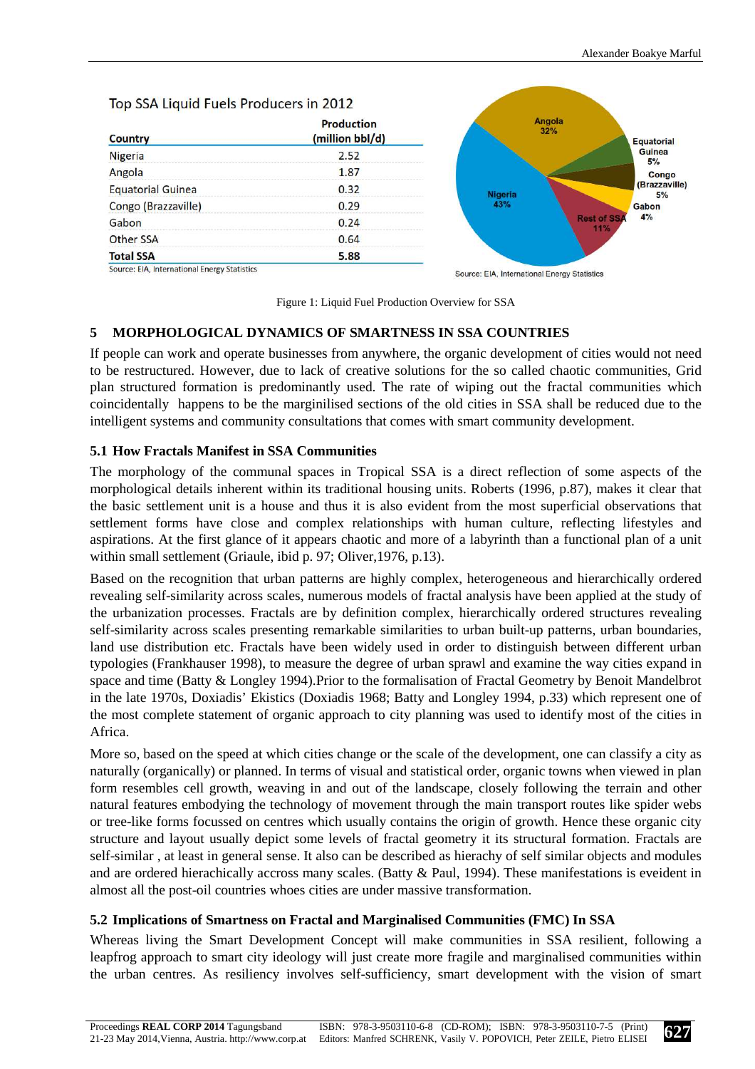Top SSA Liquid Fuels Producers in 2012

| Country | Production (million bbl/d) |
|---|---|
| Nigeria | 2.52 |
| Angola | 1.87 |
| Equatorial Guinea | 0.32 |
| Congo (Brazzaville) | 0.29 |
| Gabon | 0.24 |
| Other SSA | 0.64 |
| **Total SSA** | **5.88** |

Source: EIA, International Energy Statistics

Angola 32%, Equatorial Guinea 5%, Congo (Brazzaville) 5%, Gabon 4%, Rest of SSA 11%, Nigeria 43%

Source: EIA, International Energy Statistics

Figure 1: Liquid Fuel Production Overview for SSA

## 5 MORPHOLOGICAL DYNAMICS OF SMARTNESS IN SSA COUNTRIES

If people can work and operate businesses from anywhere, the organic development of cities would not need to be restructured. However, due to lack of creative solutions for the so called chaotic communities, Grid plan structured formation is predominantly used. The rate of wiping out the fractal communities which coincidentally happens to be the marginilised sections of the old cities in SSA shall be reduced due to the intelligent systems and community consultations that comes with smart community development.

### 5.1 How Fractals Manifest in SSA Communities

The morphology of the communal spaces in Tropical SSA is a direct reflection of some aspects of the morphological details inherent within its traditional housing units. Roberts (1996, p.87), makes it clear that the basic settlement unit is a house and thus it is also evident from the most superficial observations that settlement forms have close and complex relationships with human culture, reflecting lifestyles and aspirations. At the first glance of it appears chaotic and more of a labyrinth than a functional plan of a unit within small settlement (Griaule, ibid p. 97; Oliver,1976, p.13).

Based on the recognition that urban patterns are highly complex, heterogeneous and hierarchically ordered revealing self-similarity across scales, numerous models of fractal analysis have been applied at the study of the urbanization processes. Fractals are by definition complex, hierarchically ordered structures revealing self-similarity across scales presenting remarkable similarities to urban built-up patterns, urban boundaries, land use distribution etc. Fractals have been widely used in order to distinguish between different urban typologies (Frankhauser 1998), to measure the degree of urban sprawl and examine the way cities expand in space and time (Batty & Longley 1994).Prior to the formalisation of Fractal Geometry by Benoit Mandelbrot in the late 1970s, Doxiadis' Ekistics (Doxiadis 1968; Batty and Longley 1994, p.33) which represent one of the most complete statement of organic approach to city planning was used to identify most of the cities in Africa.

More so, based on the speed at which cities change or the scale of the development, one can classify a city as naturally (organically) or planned. In terms of visual and statistical order, organic towns when viewed in plan form resembles cell growth, weaving in and out of the landscape, closely following the terrain and other natural features embodying the technology of movement through the main transport routes like spider webs or tree-like forms focussed on centres which usually contains the origin of growth. Hence these organic city structure and layout usually depict some levels of fractal geometry it its structural formation. Fractals are self-similar , at least in general sense. It also can be described as hierachy of self similar objects and modules and are ordered hierachically accross many scales. (Batty & Paul, 1994). These manifestations is eveident in almost all the post-oil countries whoes cities are under massive transformation.

### 5.2 Implications of Smartness on Fractal and Marginalised Communities (FMC) In SSA

Whereas living the Smart Development Concept will make communities in SSA resilient, following a leapfrog approach to smart city ideology will just create more fragile and marginalised communities within the urban centres. As resiliency involves self-sufficiency, smart development with the vision of smart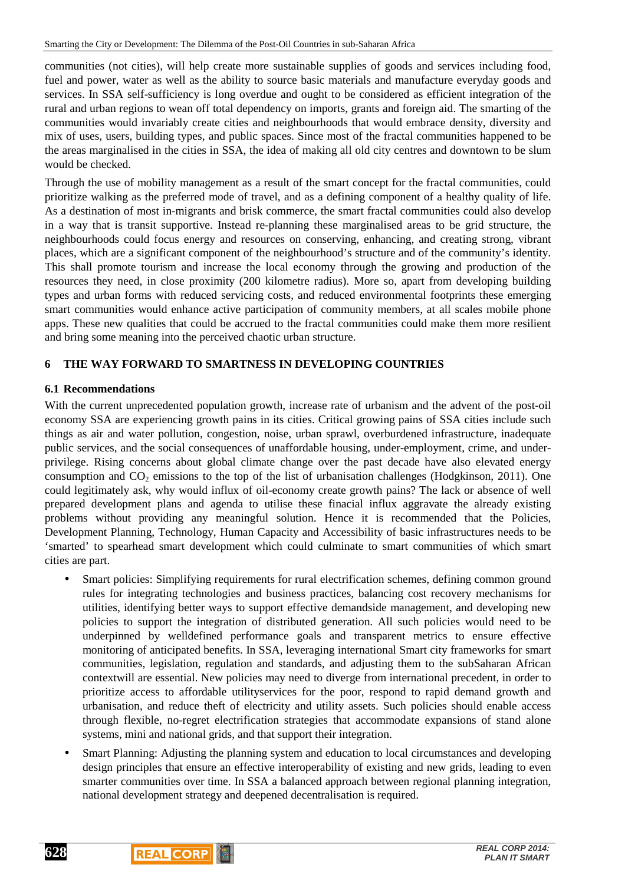communities (not cities), will help create more sustainable supplies of goods and services including food, fuel and power, water as well as the ability to source basic materials and manufacture everyday goods and services. In SSA self-sufficiency is long overdue and ought to be considered as efficient integration of the rural and urban regions to wean off total dependency on imports, grants and foreign aid. The smarting of the communities would invariably create cities and neighbourhoods that would embrace density, diversity and mix of uses, users, building types, and public spaces. Since most of the fractal communities happened to be the areas marginalised in the cities in SSA, the idea of making all old city centres and downtown to be slum would be checked.

Through the use of mobility management as a result of the smart concept for the fractal communities, could prioritize walking as the preferred mode of travel, and as a defining component of a healthy quality of life. As a destination of most in-migrants and brisk commerce, the smart fractal communities could also develop in a way that is transit supportive. Instead re-planning these marginalised areas to be grid structure, the neighbourhoods could focus energy and resources on conserving, enhancing, and creating strong, vibrant places, which are a significant component of the neighbourhood's structure and of the community's identity. This shall promote tourism and increase the local economy through the growing and production of the resources they need, in close proximity (200 kilometre radius). More so, apart from developing building types and urban forms with reduced servicing costs, and reduced environmental footprints these emerging smart communities would enhance active participation of community members, at all scales mobile phone apps. These new qualities that could be accrued to the fractal communities could make them more resilient and bring some meaning into the perceived chaotic urban structure.

## 6 THE WAY FORWARD TO SMARTNESS IN DEVELOPING COUNTRIES

### 6.1 Recommendations

With the current unprecedented population growth, increase rate of urbanism and the advent of the post-oil economy SSA are experiencing growth pains in its cities. Critical growing pains of SSA cities include such things as air and water pollution, congestion, noise, urban sprawl, overburdened infrastructure, inadequate public services, and the social consequences of unaffordable housing, under-employment, crime, and under-privilege. Rising concerns about global climate change over the past decade have also elevated energy consumption and $CO_2$ emissions to the top of the list of urbanisation challenges (Hodgkinson, 2011). One could legitimately ask, why would influx of oil-economy create growth pains? The lack or absence of well prepared development plans and agenda to utilise these finacial influx aggravate the already existing problems without providing any meaningful solution. Hence it is recommended that the Policies, Development Planning, Technology, Human Capacity and Accessibility of basic infrastructures needs to be 'smarted' to spearhead smart development which could culminate to smart communities of which smart cities are part.

- Smart policies: Simplifying requirements for rural electrification schemes, defining common ground rules for integrating technologies and business practices, balancing cost recovery mechanisms for utilities, identifying better ways to support effective demandside management, and developing new policies to support the integration of distributed generation. All such policies would need to be underpinned by welldefined performance goals and transparent metrics to ensure effective monitoring of anticipated benefits. In SSA, leveraging international Smart city frameworks for smart communities, legislation, regulation and standards, and adjusting them to the subSaharan African contextwill are essential. New policies may need to diverge from international precedent, in order to prioritize access to affordable utilityservices for the poor, respond to rapid demand growth and urbanisation, and reduce theft of electricity and utility assets. Such policies should enable access through flexible, no-regret electrification strategies that accommodate expansions of stand alone systems, mini and national grids, and that support their integration.
- Smart Planning: Adjusting the planning system and education to local circumstances and developing design principles that ensure an effective interoperability of existing and new grids, leading to even smarter communities over time. In SSA a balanced approach between regional planning integration, national development strategy and deepened decentralisation is required.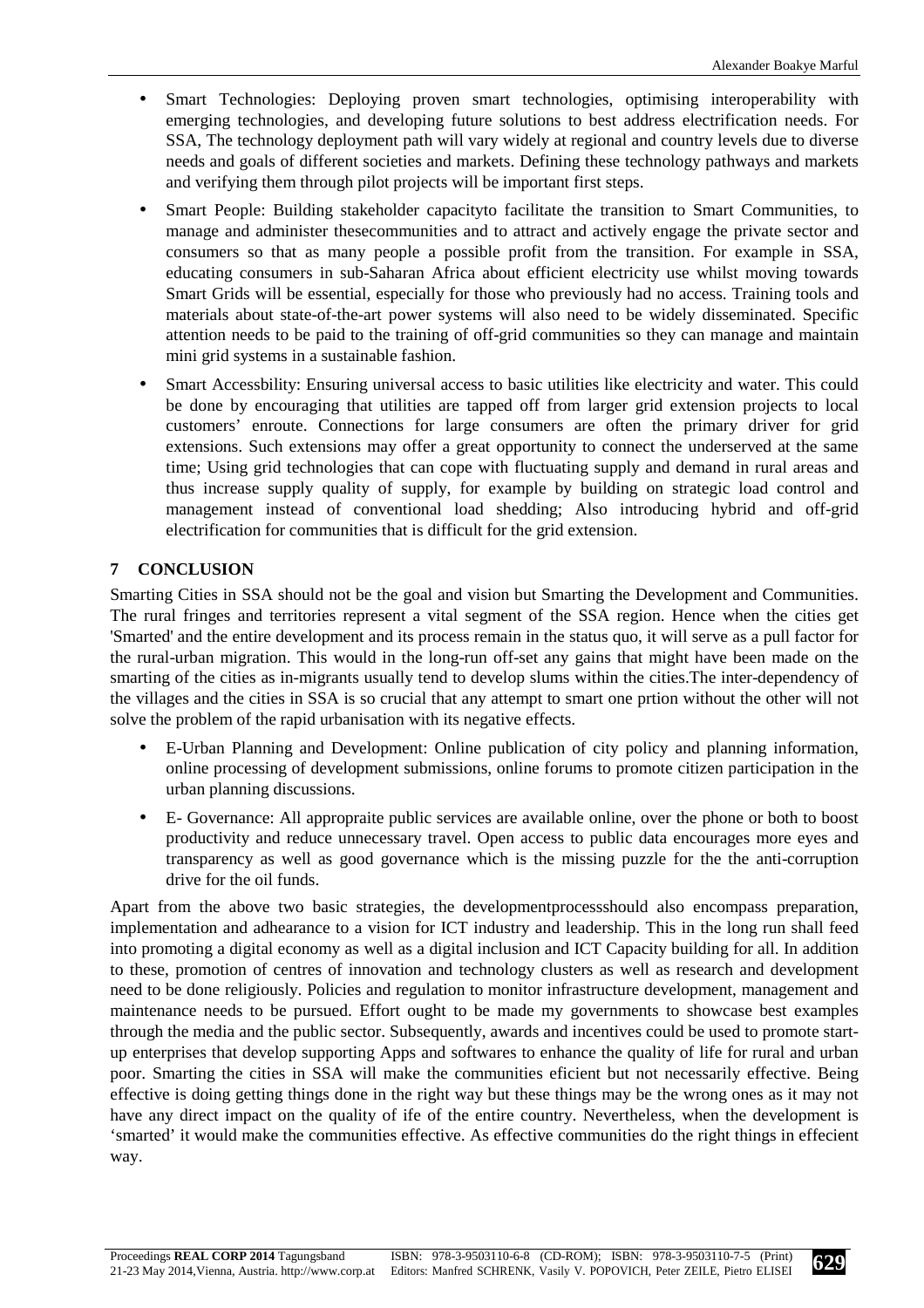- Smart Technologies: Deploying proven smart technologies, optimising interoperability with emerging technologies, and developing future solutions to best address electrification needs. For SSA, The technology deployment path will vary widely at regional and country levels due to diverse needs and goals of different societies and markets. Defining these technology pathways and markets and verifying them through pilot projects will be important first steps.
- Smart People: Building stakeholder capacityto facilitate the transition to Smart Communities, to manage and administer thesecommunities and to attract and actively engage the private sector and consumers so that as many people a possible profit from the transition. For example in SSA, educating consumers in sub-Saharan Africa about efficient electricity use whilst moving towards Smart Grids will be essential, especially for those who previously had no access. Training tools and materials about state-of-the-art power systems will also need to be widely disseminated. Specific attention needs to be paid to the training of off-grid communities so they can manage and maintain mini grid systems in a sustainable fashion.
- Smart Accessbility: Ensuring universal access to basic utilities like electricity and water. This could be done by encouraging that utilities are tapped off from larger grid extension projects to local customers' enroute. Connections for large consumers are often the primary driver for grid extensions. Such extensions may offer a great opportunity to connect the underserved at the same time; Using grid technologies that can cope with fluctuating supply and demand in rural areas and thus increase supply quality of supply, for example by building on strategic load control and management instead of conventional load shedding; Also introducing hybrid and off-grid electrification for communities that is difficult for the grid extension.

## 7 CONCLUSION

Smarting Cities in SSA should not be the goal and vision but Smarting the Development and Communities. The rural fringes and territories represent a vital segment of the SSA region. Hence when the cities get 'Smarted' and the entire development and its process remain in the status quo, it will serve as a pull factor for the rural-urban migration. This would in the long-run off-set any gains that might have been made on the smarting of the cities as in-migrants usually tend to develop slums within the cities.The inter-dependency of the villages and the cities in SSA is so crucial that any attempt to smart one prtion without the other will not solve the problem of the rapid urbanisation with its negative effects.

- E-Urban Planning and Development: Online publication of city policy and planning information, online processing of development submissions, online forums to promote citizen participation in the urban planning discussions.
- E- Governance: All appropraite public services are available online, over the phone or both to boost productivity and reduce unnecessary travel. Open access to public data encourages more eyes and transparency as well as good governance which is the missing puzzle for the the anti-corruption drive for the oil funds.

Apart from the above two basic strategies, the developmentprocessshould also encompass preparation, implementation and adhearance to a vision for ICT industry and leadership. This in the long run shall feed into promoting a digital economy as well as a digital inclusion and ICT Capacity building for all. In addition to these, promotion of centres of innovation and technology clusters as well as research and development need to be done religiously. Policies and regulation to monitor infrastructure development, management and maintenance needs to be pursued. Effort ought to be made my governments to showcase best examples through the media and the public sector. Subsequently, awards and incentives could be used to promote start-up enterprises that develop supporting Apps and softwares to enhance the quality of life for rural and urban poor. Smarting the cities in SSA will make the communities eficient but not necessarily effective. Being effective is doing getting things done in the right way but these things may be the wrong ones as it may not have any direct impact on the quality of ife of the entire country. Nevertheless, when the development is 'smarted' it would make the communities effective. As effective communities do the right things in effecient way.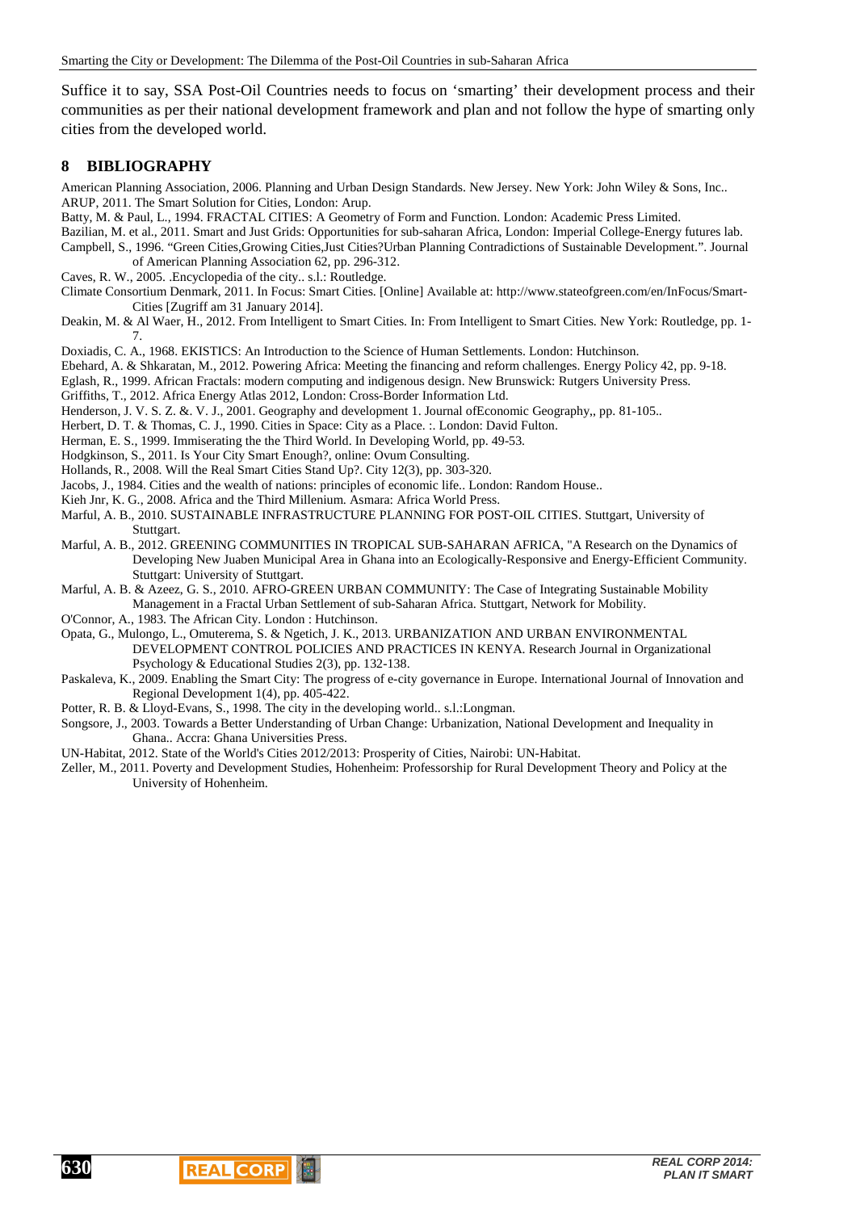Suffice it to say, SSA Post-Oil Countries needs to focus on 'smarting' their development process and their communities as per their national development framework and plan and not follow the hype of smarting only cities from the developed world.

## 8 BIBLIOGRAPHY

American Planning Association, 2006. Planning and Urban Design Standards. New Jersey. New York: John Wiley & Sons, Inc..

ARUP, 2011. The Smart Solution for Cities, London: Arup.

Batty, M. & Paul, L., 1994. FRACTAL CITIES: A Geometry of Form and Function. London: Academic Press Limited.

Bazilian, M. et al., 2011. Smart and Just Grids: Opportunities for sub-saharan Africa, London: Imperial College-Energy futures lab.

Campbell, S., 1996. "Green Cities,Growing Cities,Just Cities?Urban Planning Contradictions of Sustainable Development.". Journal of American Planning Association 62, pp. 296-312.

Caves, R. W., 2005. .Encyclopedia of the city.. s.l.: Routledge.

Climate Consortium Denmark, 2011. In Focus: Smart Cities. [Online] Available at: http://www.stateofgreen.com/en/InFocus/Smart-Cities [Zugriff am 31 January 2014].

Deakin, M. & Al Waer, H., 2012. From Intelligent to Smart Cities. In: From Intelligent to Smart Cities. New York: Routledge, pp. 1-7.

Doxiadis, C. A., 1968. EKISTICS: An Introduction to the Science of Human Settlements. London: Hutchinson.

Ebehard, A. & Shkaratan, M., 2012. Powering Africa: Meeting the financing and reform challenges. Energy Policy 42, pp. 9-18.

Eglash, R., 1999. African Fractals: modern computing and indigenous design. New Brunswick: Rutgers University Press.

Griffiths, T., 2012. Africa Energy Atlas 2012, London: Cross-Border Information Ltd.

Henderson, J. V. S. Z. &. V. J., 2001. Geography and development 1. Journal ofEconomic Geography,, pp. 81-105..

Herbert, D. T. & Thomas, C. J., 1990. Cities in Space: City as a Place. :. London: David Fulton.

Herman, E. S., 1999. Immiserating the the Third World. In Developing World, pp. 49-53.

Hodgkinson, S., 2011. Is Your City Smart Enough?, online: Ovum Consulting.

Hollands, R., 2008. Will the Real Smart Cities Stand Up?. City 12(3), pp. 303-320.

Jacobs, J., 1984. Cities and the wealth of nations: principles of economic life.. London: Random House..

Kieh Jnr, K. G., 2008. Africa and the Third Millenium. Asmara: Africa World Press.

Marful, A. B., 2010. SUSTAINABLE INFRASTRUCTURE PLANNING FOR POST-OIL CITIES. Stuttgart, University of Stuttgart.

Marful, A. B., 2012. GREENING COMMUNITIES IN TROPICAL SUB-SAHARAN AFRICA, "A Research on the Dynamics of Developing New Juaben Municipal Area in Ghana into an Ecologically-Responsive and Energy-Efficient Community. Stuttgart: University of Stuttgart.

Marful, A. B. & Azeez, G. S., 2010. AFRO-GREEN URBAN COMMUNITY: The Case of Integrating Sustainable Mobility Management in a Fractal Urban Settlement of sub-Saharan Africa. Stuttgart, Network for Mobility.

O'Connor, A., 1983. The African City. London : Hutchinson.

Opata, G., Mulongo, L., Omuterema, S. & Ngetich, J. K., 2013. URBANIZATION AND URBAN ENVIRONMENTAL DEVELOPMENT CONTROL POLICIES AND PRACTICES IN KENYA. Research Journal in Organizational Psychology & Educational Studies 2(3), pp. 132-138.

Paskaleva, K., 2009. Enabling the Smart City: The progress of e-city governance in Europe. International Journal of Innovation and Regional Development 1(4), pp. 405-422.

Potter, R. B. & Lloyd-Evans, S., 1998. The city in the developing world.. s.l.:Longman.

Songsore, J., 2003. Towards a Better Understanding of Urban Change: Urbanization, National Development and Inequality in Ghana.. Accra: Ghana Universities Press.

UN-Habitat, 2012. State of the World's Cities 2012/2013: Prosperity of Cities, Nairobi: UN-Habitat.

Zeller, M., 2011. Poverty and Development Studies, Hohenheim: Professorship for Rural Development Theory and Policy at the University of Hohenheim.